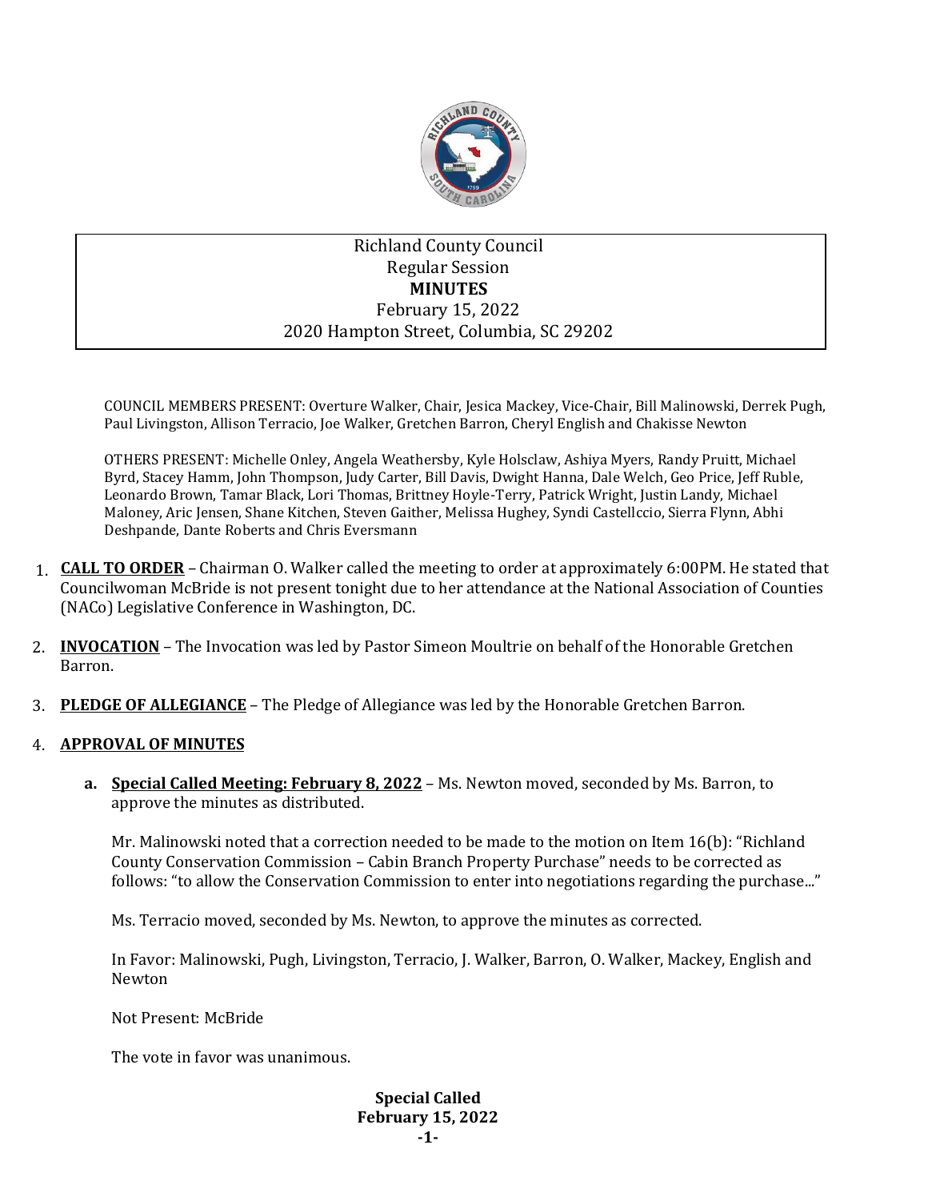Richland County Council
Regular Session
**MINUTES**
February 15, 2022
2020 Hampton Street, Columbia, SC 29202

COUNCIL MEMBERS PRESENT: Overture Walker, Chair, Jesica Mackey, Vice-Chair, Bill Malinowski, Derrek Pugh, Paul Livingston, Allison Terracio, Joe Walker, Gretchen Barron, Cheryl English and Chakisse Newton

OTHERS PRESENT: Michelle Onley, Angela Weathersby, Kyle Holsclaw, Ashiya Myers, Randy Pruitt, Michael Byrd, Stacey Hamm, John Thompson, Judy Carter, Bill Davis, Dwight Hanna, Dale Welch, Geo Price, Jeff Ruble, Leonardo Brown, Tamar Black, Lori Thomas, Brittney Hoyle-Terry, Patrick Wright, Justin Landy, Michael Maloney, Aric Jensen, Shane Kitchen, Steven Gaither, Melissa Hughey, Syndi Castellccio, Sierra Flynn, Abhi Deshpande, Dante Roberts and Chris Eversmann

1. **CALL TO ORDER** – Chairman O. Walker called the meeting to order at approximately 6:00PM. He stated that Councilwoman McBride is not present tonight due to her attendance at the National Association of Counties (NACo) Legislative Conference in Washington, DC.

2. **INVOCATION** – The Invocation was led by Pastor Simeon Moultrie on behalf of the Honorable Gretchen Barron.

3. **PLEDGE OF ALLEGIANCE** – The Pledge of Allegiance was led by the Honorable Gretchen Barron.

4. **APPROVAL OF MINUTES**

   a. **Special Called Meeting: February 8, 2022** – Ms. Newton moved, seconded by Ms. Barron, to approve the minutes as distributed.

   Mr. Malinowski noted that a correction needed to be made to the motion on Item 16(b): "Richland County Conservation Commission – Cabin Branch Property Purchase" needs to be corrected as follows: "to allow the Conservation Commission to enter into negotiations regarding the purchase..."

   Ms. Terracio moved, seconded by Ms. Newton, to approve the minutes as corrected.

   In Favor: Malinowski, Pugh, Livingston, Terracio, J. Walker, Barron, O. Walker, Mackey, English and Newton

   Not Present: McBride

   The vote in favor was unanimous.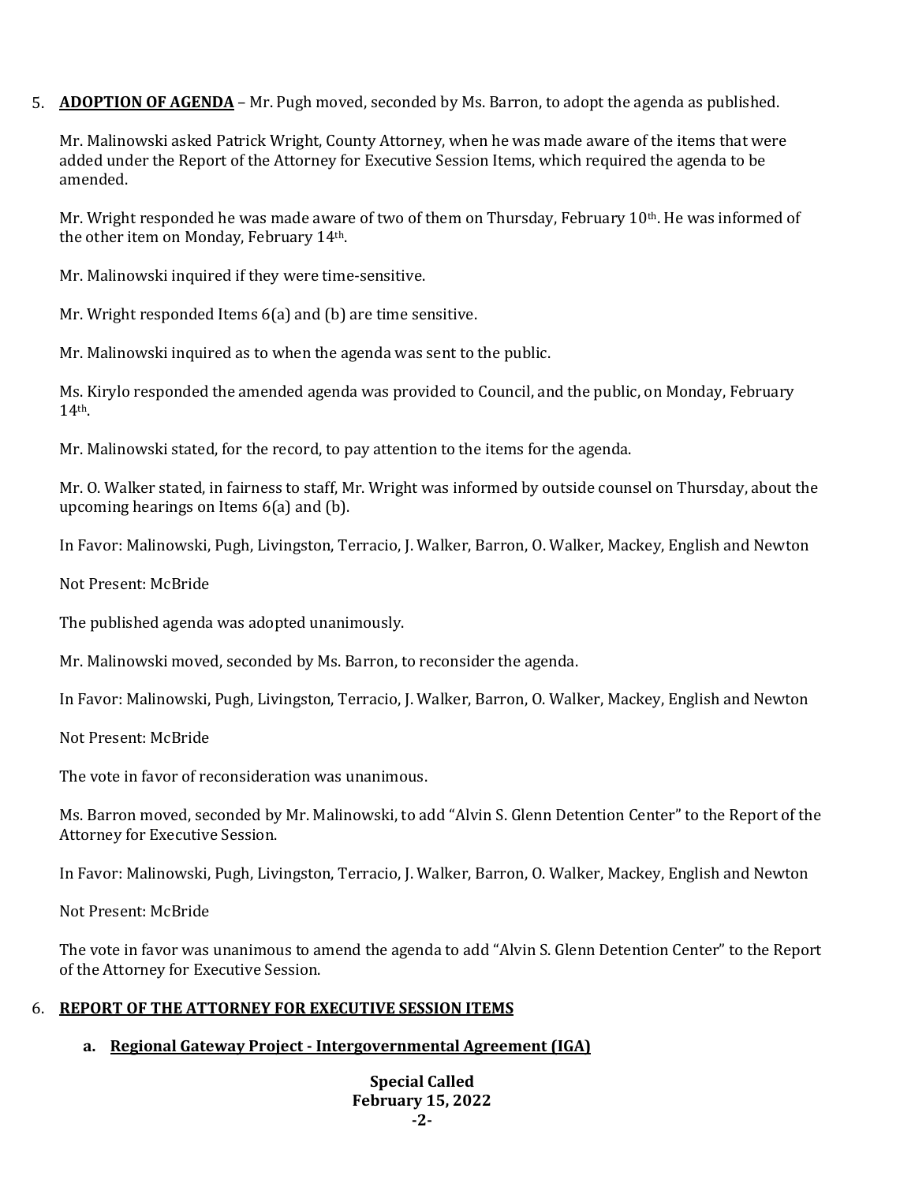5. **ADOPTION OF AGENDA** – Mr. Pugh moved, seconded by Ms. Barron, to adopt the agenda as published.

   Mr. Malinowski asked Patrick Wright, County Attorney, when he was made aware of the items that were added under the Report of the Attorney for Executive Session Items, which required the agenda to be amended.

   Mr. Wright responded he was made aware of two of them on Thursday, February 10th. He was informed of the other item on Monday, February 14th.

   Mr. Malinowski inquired if they were time-sensitive.

   Mr. Wright responded Items 6(a) and (b) are time sensitive.

   Mr. Malinowski inquired as to when the agenda was sent to the public.

   Ms. Kirylo responded the amended agenda was provided to Council, and the public, on Monday, February 14th.

   Mr. Malinowski stated, for the record, to pay attention to the items for the agenda.

   Mr. O. Walker stated, in fairness to staff, Mr. Wright was informed by outside counsel on Thursday, about the upcoming hearings on Items 6(a) and (b).

   In Favor: Malinowski, Pugh, Livingston, Terracio, J. Walker, Barron, O. Walker, Mackey, English and Newton

   Not Present: McBride

   The published agenda was adopted unanimously.

   Mr. Malinowski moved, seconded by Ms. Barron, to reconsider the agenda.

   In Favor: Malinowski, Pugh, Livingston, Terracio, J. Walker, Barron, O. Walker, Mackey, English and Newton

   Not Present: McBride

   The vote in favor of reconsideration was unanimous.

   Ms. Barron moved, seconded by Mr. Malinowski, to add "Alvin S. Glenn Detention Center" to the Report of the Attorney for Executive Session.

   In Favor: Malinowski, Pugh, Livingston, Terracio, J. Walker, Barron, O. Walker, Mackey, English and Newton

   Not Present: McBride

   The vote in favor was unanimous to amend the agenda to add "Alvin S. Glenn Detention Center" to the Report of the Attorney for Executive Session.

6. **REPORT OF THE ATTORNEY FOR EXECUTIVE SESSION ITEMS**

   a. **Regional Gateway Project - Intergovernmental Agreement (IGA)**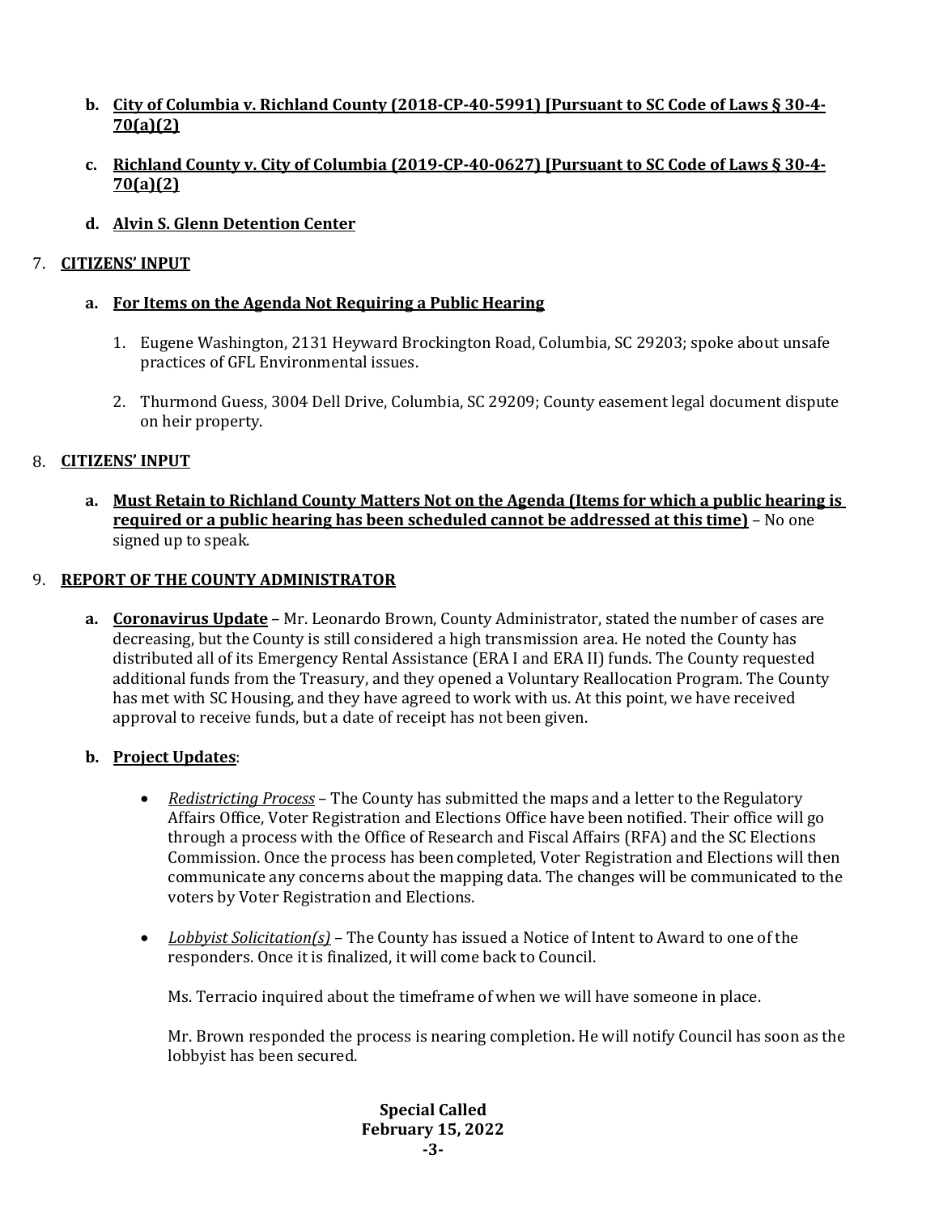b. **<u>City of Columbia v. Richland County (2018-CP-40-5991) [Pursuant to SC Code of Laws § 30-4-70(a)(2)</u>**

c. **<u>Richland County v. City of Columbia (2019-CP-40-0627) [Pursuant to SC Code of Laws § 30-4-70(a)(2)</u>**

d. **<u>Alvin S. Glenn Detention Center</u>**

7. **<u>CITIZENS' INPUT</u>**

   a. **<u>For Items on the Agenda Not Requiring a Public Hearing</u>**

      1. Eugene Washington, 2131 Heyward Brockington Road, Columbia, SC 29203; spoke about unsafe practices of GFL Environmental issues.

      2. Thurmond Guess, 3004 Dell Drive, Columbia, SC 29209; County easement legal document dispute on heir property.

8. **<u>CITIZENS' INPUT</u>**

   a. **<u>Must Retain to Richland County Matters Not on the Agenda (Items for which a public hearing is required or a public hearing has been scheduled cannot be addressed at this time)</u>** – No one signed up to speak.

9. **<u>REPORT OF THE COUNTY ADMINISTRATOR</u>**

   a. **<u>Coronavirus Update</u>** – Mr. Leonardo Brown, County Administrator, stated the number of cases are decreasing, but the County is still considered a high transmission area. He noted the County has distributed all of its Emergency Rental Assistance (ERA I and ERA II) funds. The County requested additional funds from the Treasury, and they opened a Voluntary Reallocation Program. The County has met with SC Housing, and they have agreed to work with us. At this point, we have received approval to receive funds, but a date of receipt has not been given.

   b. **<u>Project Updates</u>**:

      - *<u>Redistricting Process</u>* – The County has submitted the maps and a letter to the Regulatory Affairs Office, Voter Registration and Elections Office have been notified. Their office will go through a process with the Office of Research and Fiscal Affairs (RFA) and the SC Elections Commission. Once the process has been completed, Voter Registration and Elections will then communicate any concerns about the mapping data. The changes will be communicated to the voters by Voter Registration and Elections.

      - *<u>Lobbyist Solicitation(s)</u>* – The County has issued a Notice of Intent to Award to one of the responders. Once it is finalized, it will come back to Council.

        Ms. Terracio inquired about the timeframe of when we will have someone in place.

        Mr. Brown responded the process is nearing completion. He will notify Council has soon as the lobbyist has been secured.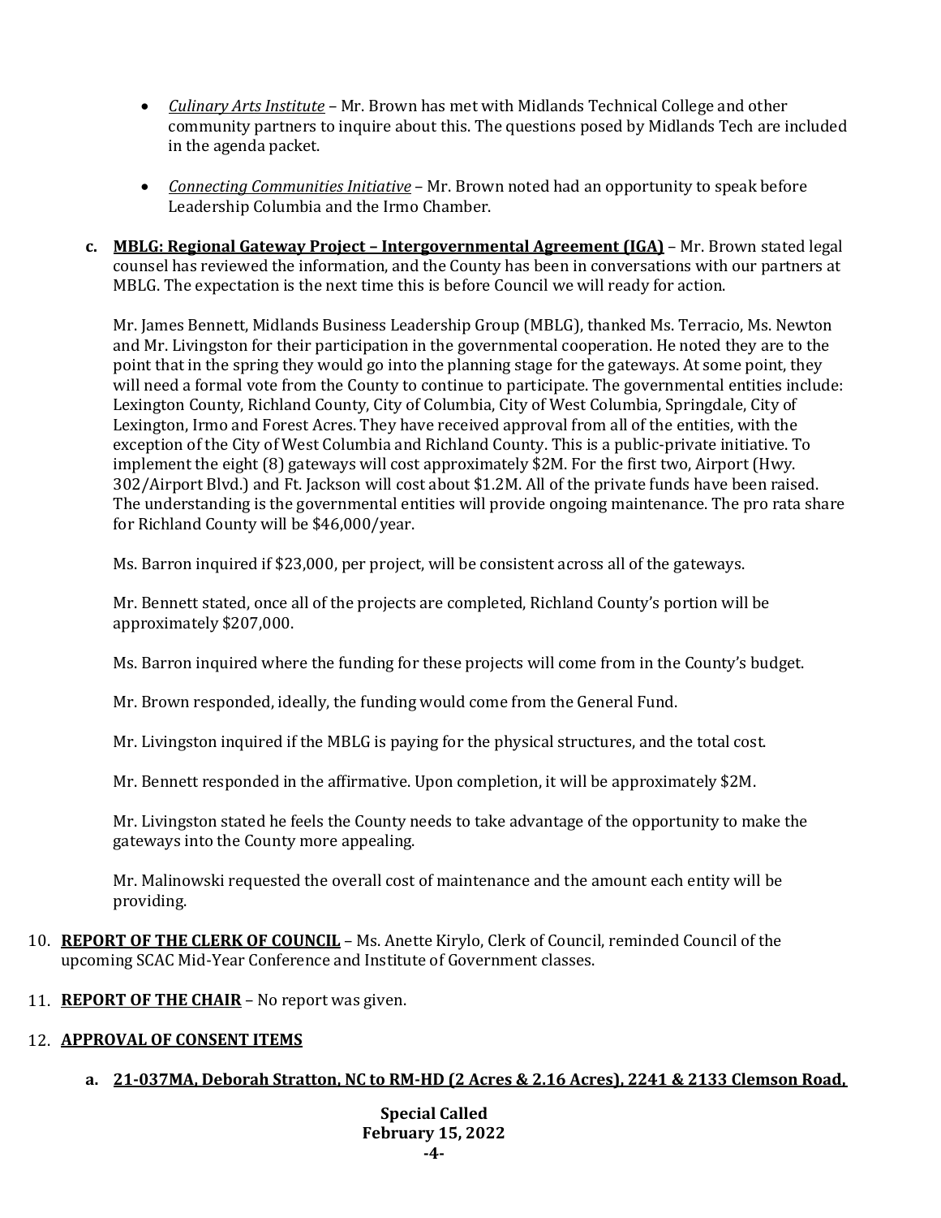- *Culinary Arts Institute* – Mr. Brown has met with Midlands Technical College and other community partners to inquire about this. The questions posed by Midlands Tech are included in the agenda packet.

- *Connecting Communities Initiative* – Mr. Brown noted had an opportunity to speak before Leadership Columbia and the Irmo Chamber.

c. **MBLG: Regional Gateway Project – Intergovernmental Agreement (IGA)** – Mr. Brown stated legal counsel has reviewed the information, and the County has been in conversations with our partners at MBLG. The expectation is the next time this is before Council we will ready for action.

   Mr. James Bennett, Midlands Business Leadership Group (MBLG), thanked Ms. Terracio, Ms. Newton and Mr. Livingston for their participation in the governmental cooperation. He noted they are to the point that in the spring they would go into the planning stage for the gateways. At some point, they will need a formal vote from the County to continue to participate. The governmental entities include: Lexington County, Richland County, City of Columbia, City of West Columbia, Springdale, City of Lexington, Irmo and Forest Acres. They have received approval from all of the entities, with the exception of the City of West Columbia and Richland County. This is a public-private initiative. To implement the eight (8) gateways will cost approximately $2M. For the first two, Airport (Hwy. 302/Airport Blvd.) and Ft. Jackson will cost about $1.2M. All of the private funds have been raised. The understanding is the governmental entities will provide ongoing maintenance. The pro rata share for Richland County will be $46,000/year.

   Ms. Barron inquired if $23,000, per project, will be consistent across all of the gateways.

   Mr. Bennett stated, once all of the projects are completed, Richland County's portion will be approximately $207,000.

   Ms. Barron inquired where the funding for these projects will come from in the County's budget.

   Mr. Brown responded, ideally, the funding would come from the General Fund.

   Mr. Livingston inquired if the MBLG is paying for the physical structures, and the total cost.

   Mr. Bennett responded in the affirmative. Upon completion, it will be approximately $2M.

   Mr. Livingston stated he feels the County needs to take advantage of the opportunity to make the gateways into the County more appealing.

   Mr. Malinowski requested the overall cost of maintenance and the amount each entity will be providing.

10. **REPORT OF THE CLERK OF COUNCIL** – Ms. Anette Kirylo, Clerk of Council, reminded Council of the upcoming SCAC Mid-Year Conference and Institute of Government classes.

11. **REPORT OF THE CHAIR** – No report was given.

12. **APPROVAL OF CONSENT ITEMS**

    a. **21-037MA, Deborah Stratton, NC to RM-HD (2 Acres & 2.16 Acres), 2241 & 2133 Clemson Road,**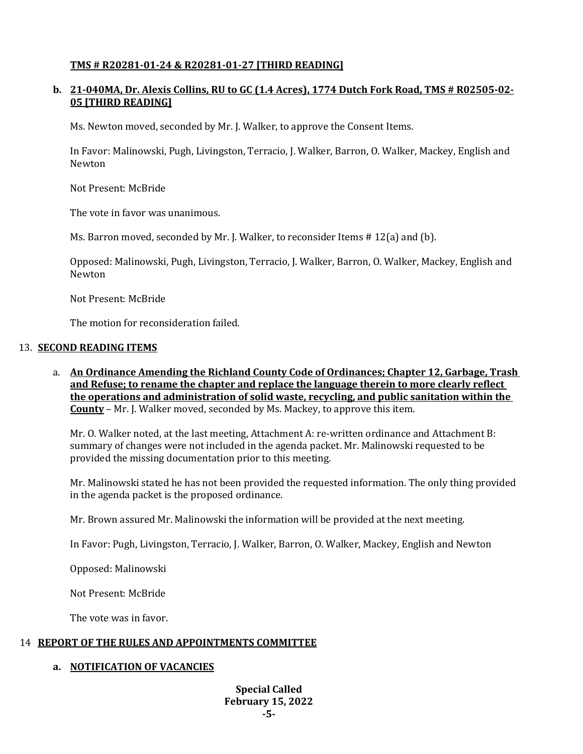**TMS # R20281-01-24 & R20281-01-27 [THIRD READING]**

**b. 21-040MA, Dr. Alexis Collins, RU to GC (1.4 Acres), 1774 Dutch Fork Road, TMS # R02505-02-05 [THIRD READING]**

Ms. Newton moved, seconded by Mr. J. Walker, to approve the Consent Items.

In Favor: Malinowski, Pugh, Livingston, Terracio, J. Walker, Barron, O. Walker, Mackey, English and Newton

Not Present: McBride

The vote in favor was unanimous.

Ms. Barron moved, seconded by Mr. J. Walker, to reconsider Items # 12(a) and (b).

Opposed: Malinowski, Pugh, Livingston, Terracio, J. Walker, Barron, O. Walker, Mackey, English and Newton

Not Present: McBride

The motion for reconsideration failed.

13. **SECOND READING ITEMS**

a. **An Ordinance Amending the Richland County Code of Ordinances; Chapter 12, Garbage, Trash and Refuse; to rename the chapter and replace the language therein to more clearly reflect the operations and administration of solid waste, recycling, and public sanitation within the County** – Mr. J. Walker moved, seconded by Ms. Mackey, to approve this item.

Mr. O. Walker noted, at the last meeting, Attachment A: re-written ordinance and Attachment B: summary of changes were not included in the agenda packet. Mr. Malinowski requested to be provided the missing documentation prior to this meeting.

Mr. Malinowski stated he has not been provided the requested information. The only thing provided in the agenda packet is the proposed ordinance.

Mr. Brown assured Mr. Malinowski the information will be provided at the next meeting.

In Favor: Pugh, Livingston, Terracio, J. Walker, Barron, O. Walker, Mackey, English and Newton

Opposed: Malinowski

Not Present: McBride

The vote was in favor.

14 **REPORT OF THE RULES AND APPOINTMENTS COMMITTEE**

**a. NOTIFICATION OF VACANCIES**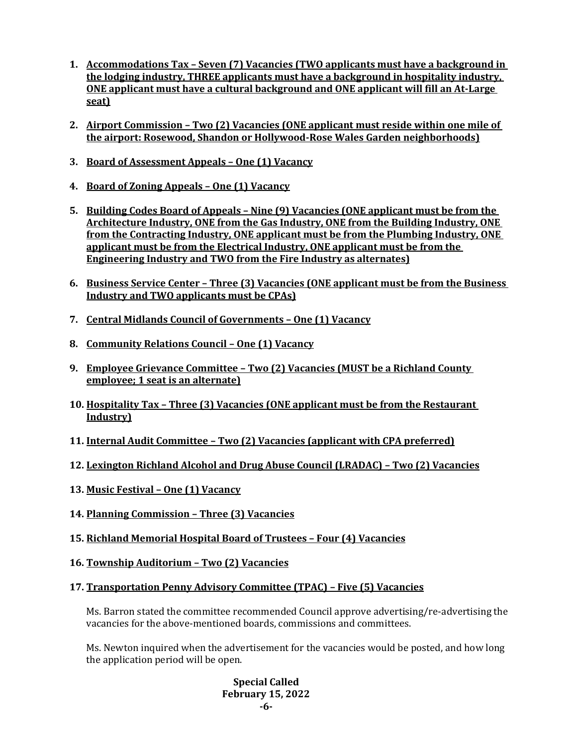1. **Accommodations Tax – Seven (7) Vacancies (TWO applicants must have a background in the lodging industry, THREE applicants must have a background in hospitality industry, ONE applicant must have a cultural background and ONE applicant will fill an At-Large seat)**

2. **Airport Commission – Two (2) Vacancies (ONE applicant must reside within one mile of the airport: Rosewood, Shandon or Hollywood-Rose Wales Garden neighborhoods)**

3. **Board of Assessment Appeals – One (1) Vacancy**

4. **Board of Zoning Appeals – One (1) Vacancy**

5. **Building Codes Board of Appeals – Nine (9) Vacancies (ONE applicant must be from the Architecture Industry, ONE from the Gas Industry, ONE from the Building Industry, ONE from the Contracting Industry, ONE applicant must be from the Plumbing Industry, ONE applicant must be from the Electrical Industry, ONE applicant must be from the Engineering Industry and TWO from the Fire Industry as alternates)**

6. **Business Service Center – Three (3) Vacancies (ONE applicant must be from the Business Industry and TWO applicants must be CPAs)**

7. **Central Midlands Council of Governments – One (1) Vacancy**

8. **Community Relations Council – One (1) Vacancy**

9. **Employee Grievance Committee – Two (2) Vacancies (MUST be a Richland County employee; 1 seat is an alternate)**

10. **Hospitality Tax – Three (3) Vacancies (ONE applicant must be from the Restaurant Industry)**

11. **Internal Audit Committee – Two (2) Vacancies (applicant with CPA preferred)**

12. **Lexington Richland Alcohol and Drug Abuse Council (LRADAC) – Two (2) Vacancies**

13. **Music Festival – One (1) Vacancy**

14. **Planning Commission – Three (3) Vacancies**

15. **Richland Memorial Hospital Board of Trustees – Four (4) Vacancies**

16. **Township Auditorium – Two (2) Vacancies**

17. **Transportation Penny Advisory Committee (TPAC) – Five (5) Vacancies**

    Ms. Barron stated the committee recommended Council approve advertising/re-advertising the vacancies for the above-mentioned boards, commissions and committees.

    Ms. Newton inquired when the advertisement for the vacancies would be posted, and how long the application period will be open.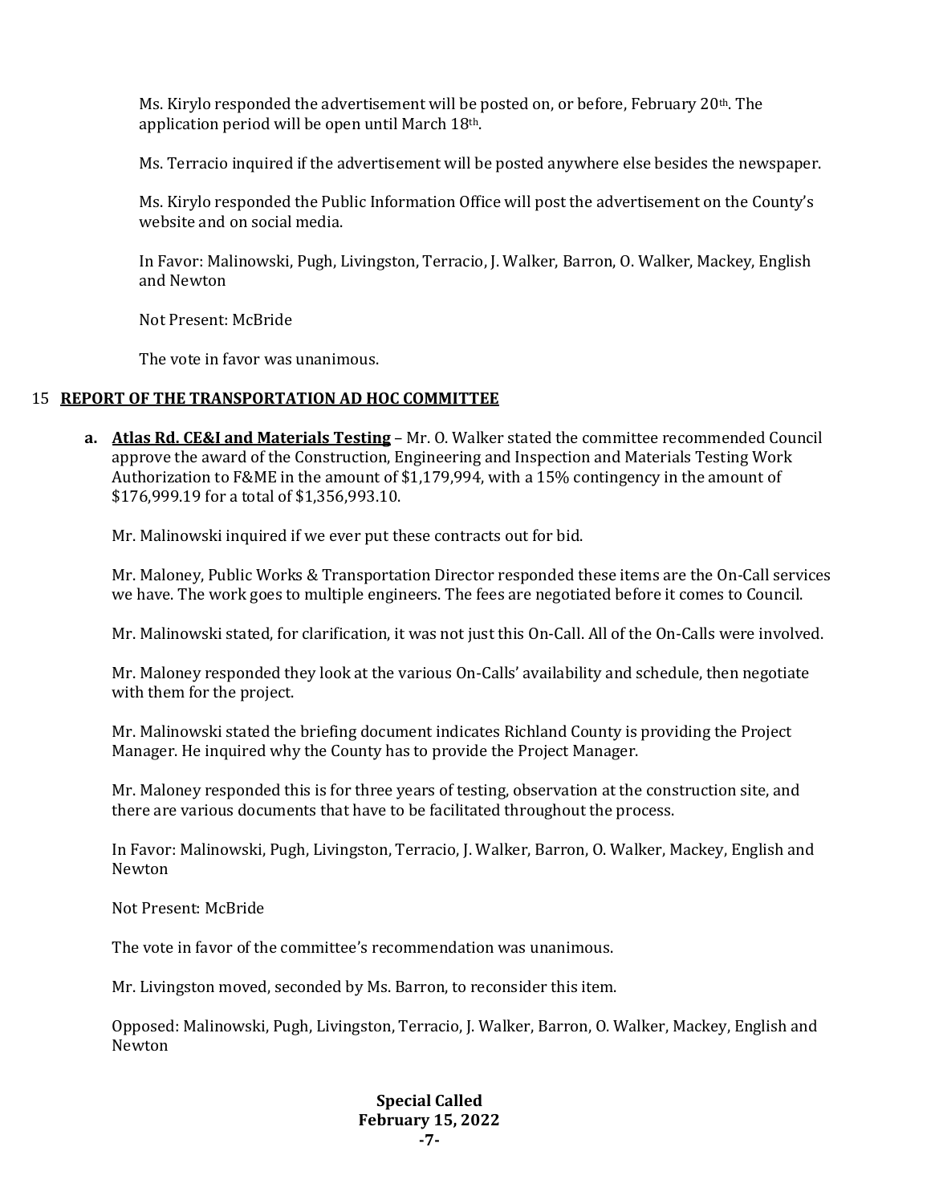Ms. Kirylo responded the advertisement will be posted on, or before, February 20th. The application period will be open until March 18th.

Ms. Terracio inquired if the advertisement will be posted anywhere else besides the newspaper.

Ms. Kirylo responded the Public Information Office will post the advertisement on the County's website and on social media.

In Favor: Malinowski, Pugh, Livingston, Terracio, J. Walker, Barron, O. Walker, Mackey, English and Newton

Not Present: McBride

The vote in favor was unanimous.

15 **REPORT OF THE TRANSPORTATION AD HOC COMMITTEE**

**a. Atlas Rd. CE&I and Materials Testing** – Mr. O. Walker stated the committee recommended Council approve the award of the Construction, Engineering and Inspection and Materials Testing Work Authorization to F&ME in the amount of $1,179,994, with a 15% contingency in the amount of $176,999.19 for a total of $1,356,993.10.

Mr. Malinowski inquired if we ever put these contracts out for bid.

Mr. Maloney, Public Works & Transportation Director responded these items are the On-Call services we have. The work goes to multiple engineers. The fees are negotiated before it comes to Council.

Mr. Malinowski stated, for clarification, it was not just this On-Call. All of the On-Calls were involved.

Mr. Maloney responded they look at the various On-Calls' availability and schedule, then negotiate with them for the project.

Mr. Malinowski stated the briefing document indicates Richland County is providing the Project Manager. He inquired why the County has to provide the Project Manager.

Mr. Maloney responded this is for three years of testing, observation at the construction site, and there are various documents that have to be facilitated throughout the process.

In Favor: Malinowski, Pugh, Livingston, Terracio, J. Walker, Barron, O. Walker, Mackey, English and Newton

Not Present: McBride

The vote in favor of the committee's recommendation was unanimous.

Mr. Livingston moved, seconded by Ms. Barron, to reconsider this item.

Opposed: Malinowski, Pugh, Livingston, Terracio, J. Walker, Barron, O. Walker, Mackey, English and Newton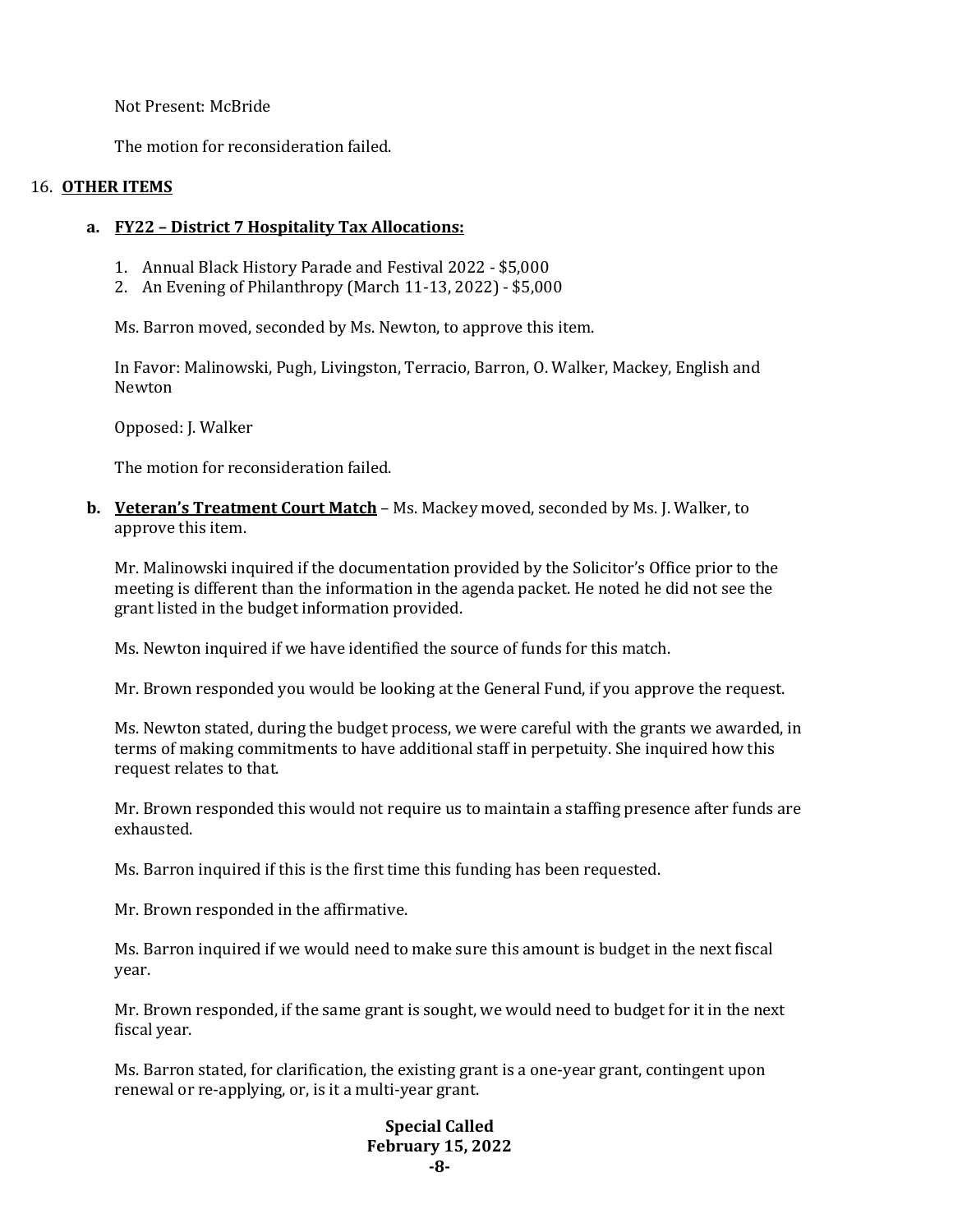Not Present: McBride

The motion for reconsideration failed.

16. **OTHER ITEMS**

**a. FY22 – District 7 Hospitality Tax Allocations:**

1. Annual Black History Parade and Festival 2022 - $5,000
2. An Evening of Philanthropy (March 11-13, 2022) - $5,000

Ms. Barron moved, seconded by Ms. Newton, to approve this item.

In Favor: Malinowski, Pugh, Livingston, Terracio, Barron, O. Walker, Mackey, English and Newton

Opposed: J. Walker

The motion for reconsideration failed.

**b. Veteran's Treatment Court Match** – Ms. Mackey moved, seconded by Ms. J. Walker, to approve this item.

Mr. Malinowski inquired if the documentation provided by the Solicitor's Office prior to the meeting is different than the information in the agenda packet. He noted he did not see the grant listed in the budget information provided.

Ms. Newton inquired if we have identified the source of funds for this match.

Mr. Brown responded you would be looking at the General Fund, if you approve the request.

Ms. Newton stated, during the budget process, we were careful with the grants we awarded, in terms of making commitments to have additional staff in perpetuity. She inquired how this request relates to that.

Mr. Brown responded this would not require us to maintain a staffing presence after funds are exhausted.

Ms. Barron inquired if this is the first time this funding has been requested.

Mr. Brown responded in the affirmative.

Ms. Barron inquired if we would need to make sure this amount is budget in the next fiscal year.

Mr. Brown responded, if the same grant is sought, we would need to budget for it in the next fiscal year.

Ms. Barron stated, for clarification, the existing grant is a one-year grant, contingent upon renewal or re-applying, or, is it a multi-year grant.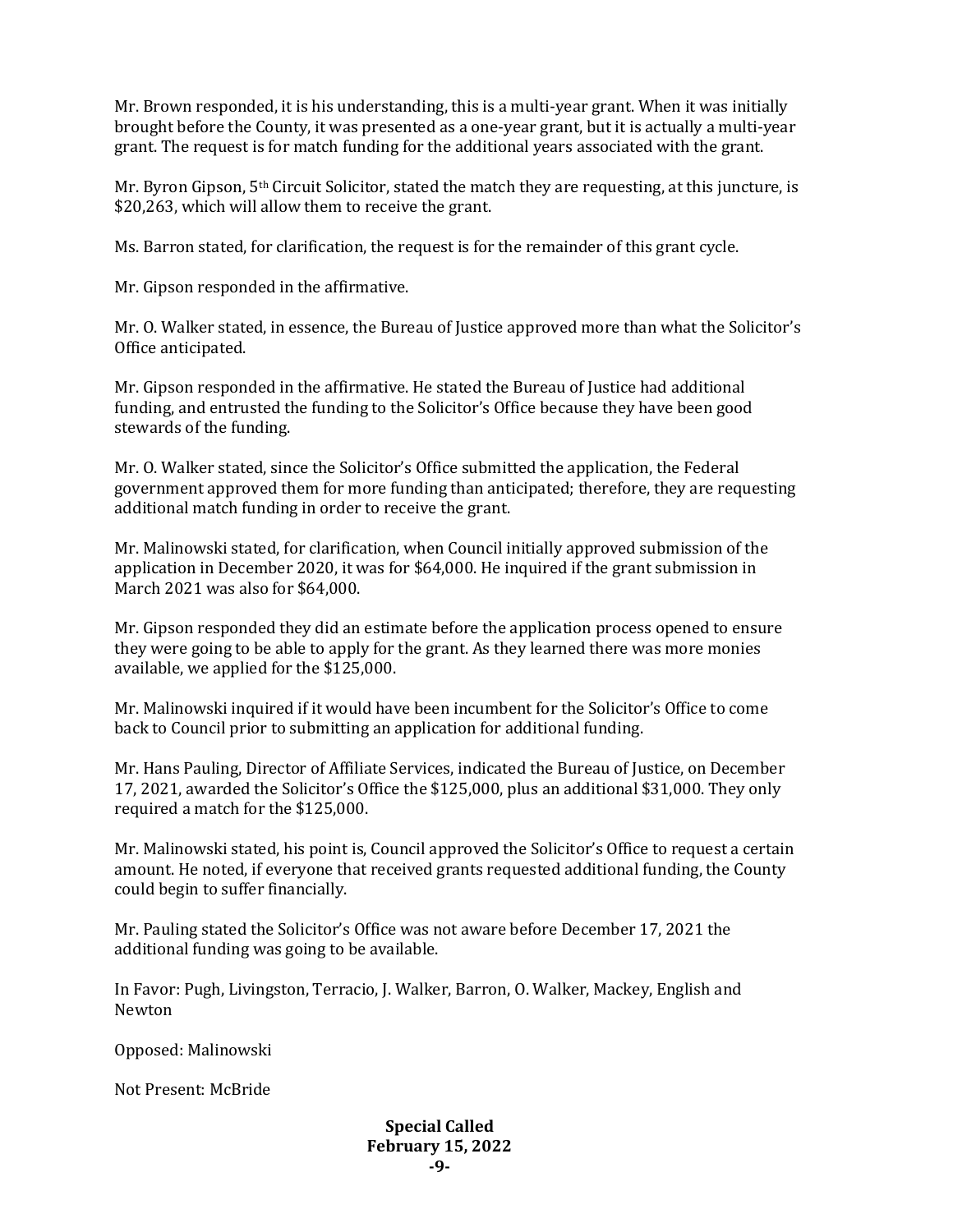Mr. Brown responded, it is his understanding, this is a multi-year grant. When it was initially brought before the County, it was presented as a one-year grant, but it is actually a multi-year grant. The request is for match funding for the additional years associated with the grant.

Mr. Byron Gipson, 5th Circuit Solicitor, stated the match they are requesting, at this juncture, is $20,263, which will allow them to receive the grant.

Ms. Barron stated, for clarification, the request is for the remainder of this grant cycle.

Mr. Gipson responded in the affirmative.

Mr. O. Walker stated, in essence, the Bureau of Justice approved more than what the Solicitor's Office anticipated.

Mr. Gipson responded in the affirmative. He stated the Bureau of Justice had additional funding, and entrusted the funding to the Solicitor's Office because they have been good stewards of the funding.

Mr. O. Walker stated, since the Solicitor's Office submitted the application, the Federal government approved them for more funding than anticipated; therefore, they are requesting additional match funding in order to receive the grant.

Mr. Malinowski stated, for clarification, when Council initially approved submission of the application in December 2020, it was for $64,000. He inquired if the grant submission in March 2021 was also for $64,000.

Mr. Gipson responded they did an estimate before the application process opened to ensure they were going to be able to apply for the grant. As they learned there was more monies available, we applied for the $125,000.

Mr. Malinowski inquired if it would have been incumbent for the Solicitor's Office to come back to Council prior to submitting an application for additional funding.

Mr. Hans Pauling, Director of Affiliate Services, indicated the Bureau of Justice, on December 17, 2021, awarded the Solicitor's Office the $125,000, plus an additional $31,000. They only required a match for the $125,000.

Mr. Malinowski stated, his point is, Council approved the Solicitor's Office to request a certain amount. He noted, if everyone that received grants requested additional funding, the County could begin to suffer financially.

Mr. Pauling stated the Solicitor's Office was not aware before December 17, 2021 the additional funding was going to be available.

In Favor: Pugh, Livingston, Terracio, J. Walker, Barron, O. Walker, Mackey, English and Newton

Opposed: Malinowski

Not Present: McBride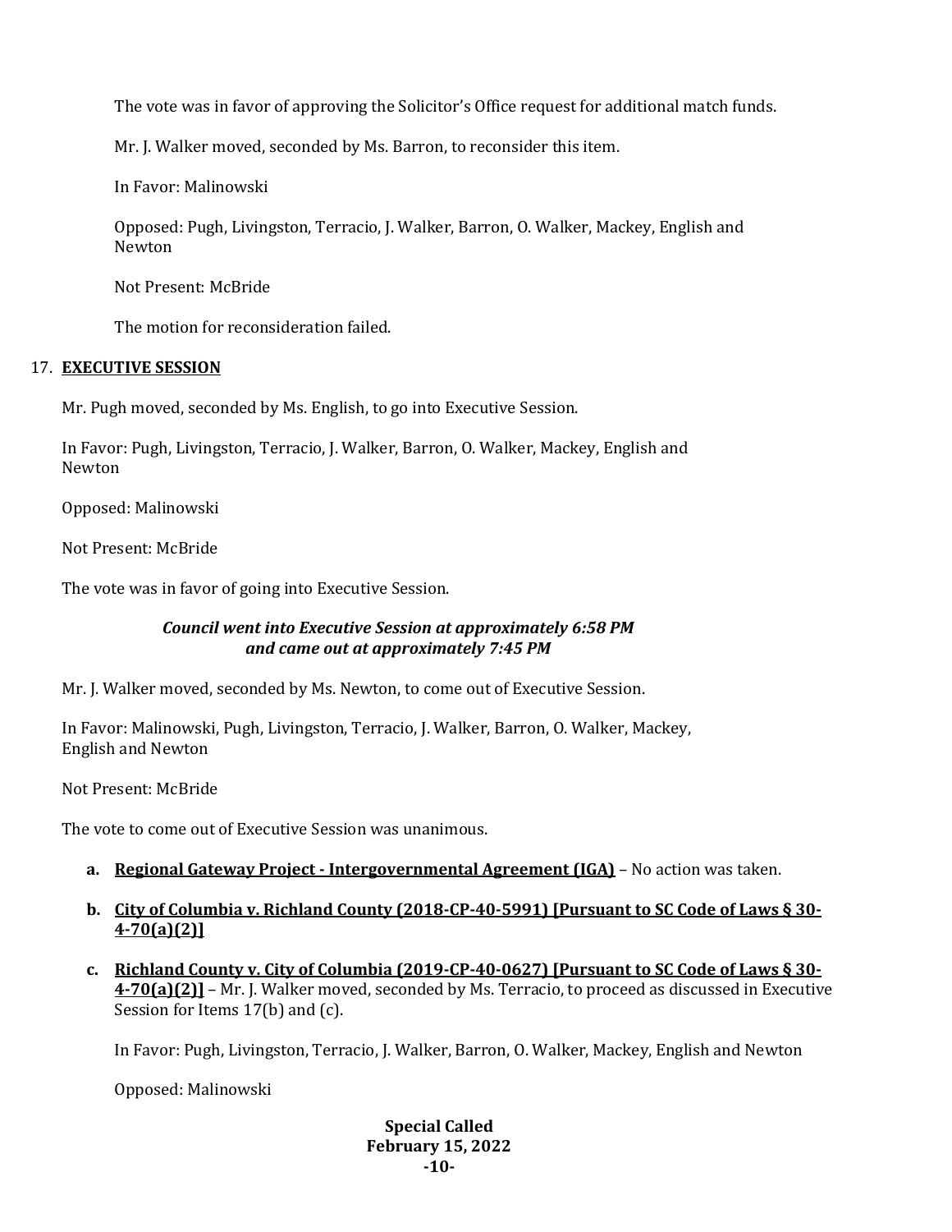The vote was in favor of approving the Solicitor's Office request for additional match funds.

Mr. J. Walker moved, seconded by Ms. Barron, to reconsider this item.

In Favor: Malinowski

Opposed: Pugh, Livingston, Terracio, J. Walker, Barron, O. Walker, Mackey, English and Newton

Not Present: McBride

The motion for reconsideration failed.

17. **EXECUTIVE SESSION**

Mr. Pugh moved, seconded by Ms. English, to go into Executive Session.

In Favor: Pugh, Livingston, Terracio, J. Walker, Barron, O. Walker, Mackey, English and Newton

Opposed: Malinowski

Not Present: McBride

The vote was in favor of going into Executive Session.

***Council went into Executive Session at approximately 6:58 PM and came out at approximately 7:45 PM***

Mr. J. Walker moved, seconded by Ms. Newton, to come out of Executive Session.

In Favor: Malinowski, Pugh, Livingston, Terracio, J. Walker, Barron, O. Walker, Mackey, English and Newton

Not Present: McBride

The vote to come out of Executive Session was unanimous.

a. **Regional Gateway Project - Intergovernmental Agreement (IGA)** – No action was taken.

b. **City of Columbia v. Richland County (2018-CP-40-5991) [Pursuant to SC Code of Laws § 30-4-70(a)(2)]**

c. **Richland County v. City of Columbia (2019-CP-40-0627) [Pursuant to SC Code of Laws § 30-4-70(a)(2)]** – Mr. J. Walker moved, seconded by Ms. Terracio, to proceed as discussed in Executive Session for Items 17(b) and (c).

   In Favor: Pugh, Livingston, Terracio, J. Walker, Barron, O. Walker, Mackey, English and Newton

   Opposed: Malinowski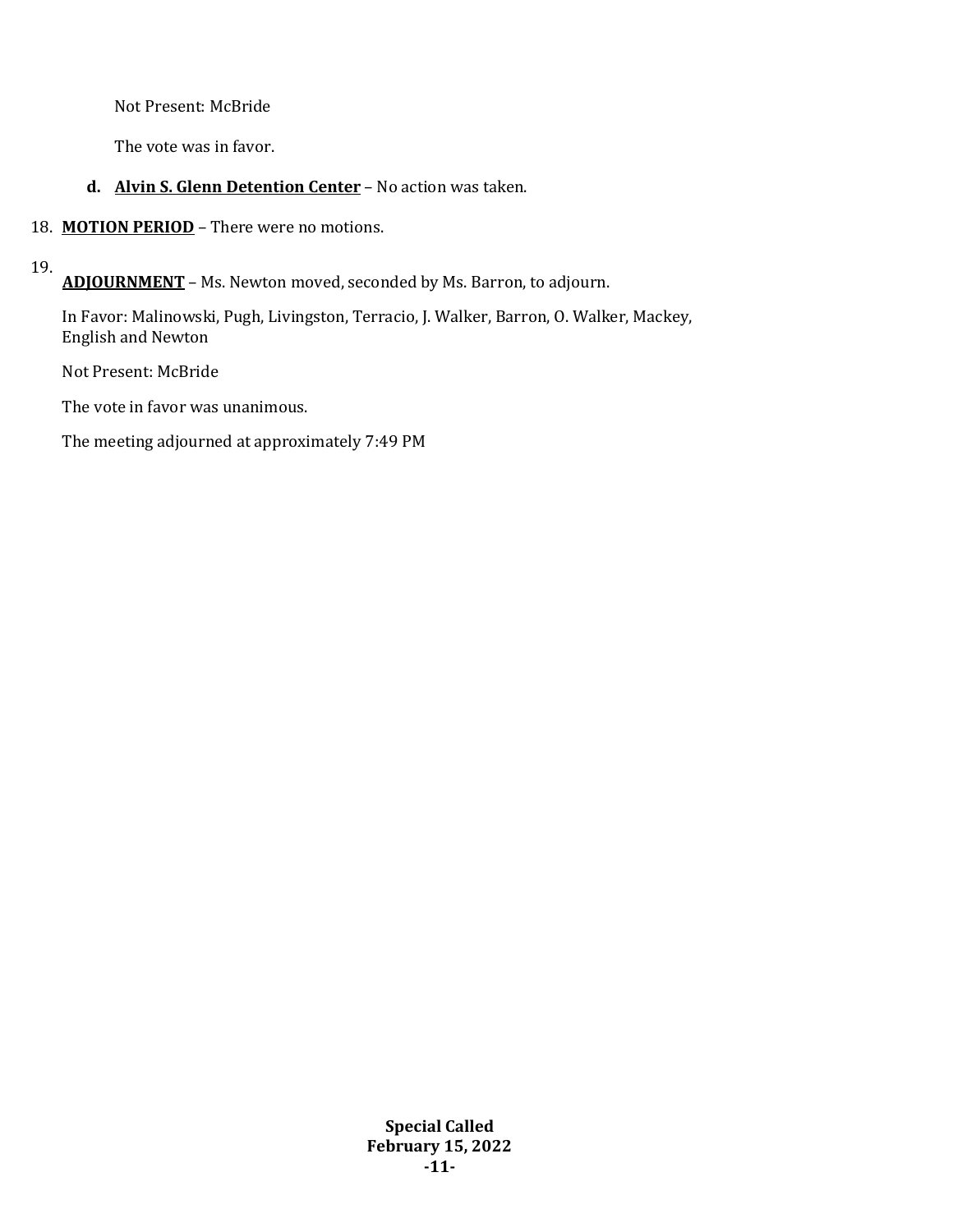Not Present: McBride

The vote was in favor.

**d. Alvin S. Glenn Detention Center** – No action was taken.

18. **MOTION PERIOD** – There were no motions.

19. **ADJOURNMENT** – Ms. Newton moved, seconded by Ms. Barron, to adjourn.

In Favor: Malinowski, Pugh, Livingston, Terracio, J. Walker, Barron, O. Walker, Mackey, English and Newton

Not Present: McBride

The vote in favor was unanimous.

The meeting adjourned at approximately 7:49 PM